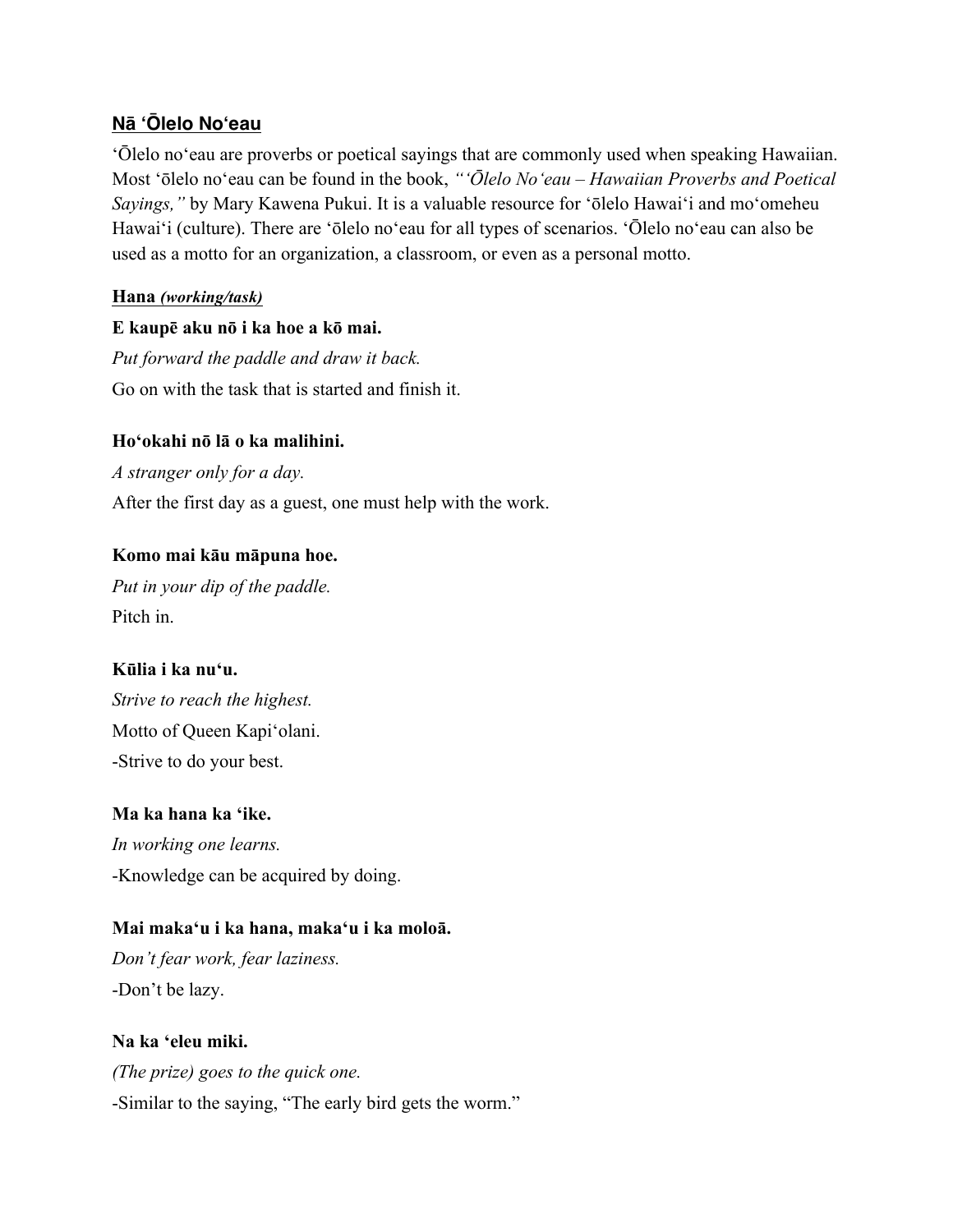## Nā ʻŌlelo Noʻeau

ʻŌlelo noʻeau are proverbs or poetical sayings that are commonly used when speaking Hawaiian. Most ʻōlelo noʻeau can be found in the book, *"ʻŌlelo Noʻeau – Hawaiian Proverbs and Poetical Sayings,"* by Mary Kawena Pukui. It is a valuable resource for ʻōlelo Hawaiʻi and moʻomeheu Hawaiʻi (culture). There are ʻōlelo noʻeau for all types of scenarios. ʻŌlelo noʻeau can also be used as a motto for an organization, a classroom, or even as a personal motto.

### Hana *(working/task)*

**E kaupē aku nō i ka hoe a kō mai.**

*Put forward the paddle and draw it back.*

Go on with the task that is started and finish it.

**Hoʻokahi nō lā o ka malihini.**

*A stranger only for a day.*

After the first day as a guest, one must help with the work.

**Komo mai kāu māpuna hoe.**

*Put in your dip of the paddle.*

Pitch in.

**Kūlia i ka nuʻu.**

*Strive to reach the highest.*

Motto of Queen Kapiʻolani.

-Strive to do your best.

**Ma ka hana ka ʻike.**

*In working one learns.*

-Knowledge can be acquired by doing.

**Mai makaʻu i ka hana, makaʻu i ka moloā.**

*Don't fear work, fear laziness.*

-Don't be lazy.

**Na ka ʻeleu miki.**

*(The prize) goes to the quick one.*

-Similar to the saying, "The early bird gets the worm."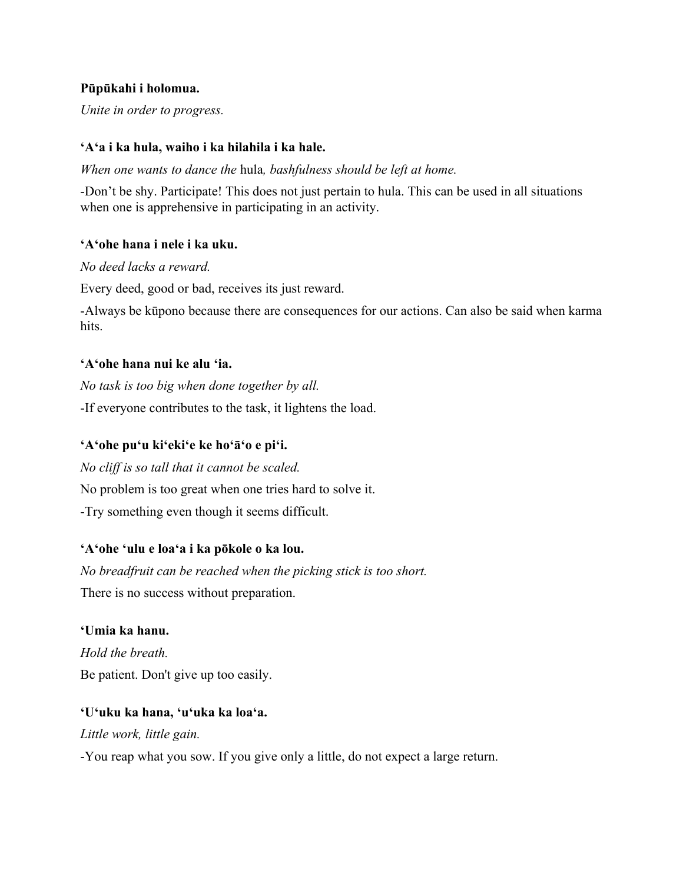**Pūpūkahi i holomua.**

*Unite in order to progress.*

**ʻAʻa i ka hula, waiho i ka hilahila i ka hale.**

*When one wants to dance the* hula*, bashfulness should be left at home.*

-Don't be shy. Participate! This does not just pertain to hula. This can be used in all situations when one is apprehensive in participating in an activity.

**ʻAʻohe hana i nele i ka uku.**

*No deed lacks a reward.*

Every deed, good or bad, receives its just reward.

-Always be kūpono because there are consequences for our actions. Can also be said when karma hits.

**ʻAʻohe hana nui ke alu ʻia.**

*No task is too big when done together by all.*

-If everyone contributes to the task, it lightens the load.

**ʻAʻohe puʻu kiʻekiʻe ke hoʻāʻo e piʻi.**

*No cliff is so tall that it cannot be scaled.*

No problem is too great when one tries hard to solve it.

-Try something even though it seems difficult.

**ʻAʻohe ʻulu e loaʻa i ka pōkole o ka lou.**

*No breadfruit can be reached when the picking stick is too short.*

There is no success without preparation.

**ʻUmia ka hanu.**

*Hold the breath.*

Be patient. Don't give up too easily.

**ʻUʻuku ka hana, ʻuʻuka ka loaʻa.**

*Little work, little gain.*

-You reap what you sow. If you give only a little, do not expect a large return.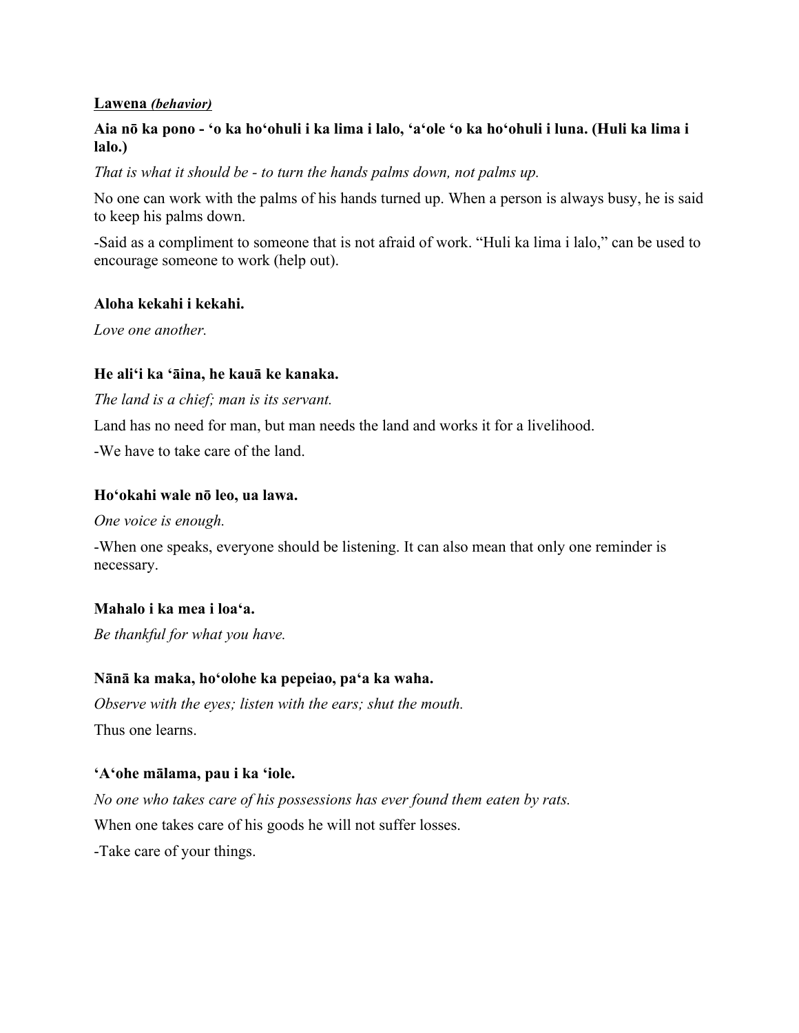**Lawena** ***(behavior)***

**Aia nō ka pono - ʻo ka hoʻohuli i ka lima i lalo, ʻaʻole ʻo ka hoʻohuli i luna. (Huli ka lima i lalo.)**

*That is what it should be - to turn the hands palms down, not palms up.*

No one can work with the palms of his hands turned up. When a person is always busy, he is said to keep his palms down.

-Said as a compliment to someone that is not afraid of work. "Huli ka lima i lalo," can be used to encourage someone to work (help out).

**Aloha kekahi i kekahi.**

*Love one another.*

**He aliʻi ka ʻāina, he kauā ke kanaka.**

*The land is a chief; man is its servant.*

Land has no need for man, but man needs the land and works it for a livelihood.

-We have to take care of the land.

**Hoʻokahi wale nō leo, ua lawa.**

*One voice is enough.*

-When one speaks, everyone should be listening. It can also mean that only one reminder is necessary.

**Mahalo i ka mea i loaʻa.**

*Be thankful for what you have.*

**Nānā ka maka, hoʻolohe ka pepeiao, paʻa ka waha.**

*Observe with the eyes; listen with the ears; shut the mouth.*

Thus one learns.

**ʻAʻohe mālama, pau i ka ʻiole.**

*No one who takes care of his possessions has ever found them eaten by rats.*

When one takes care of his goods he will not suffer losses.

-Take care of your things.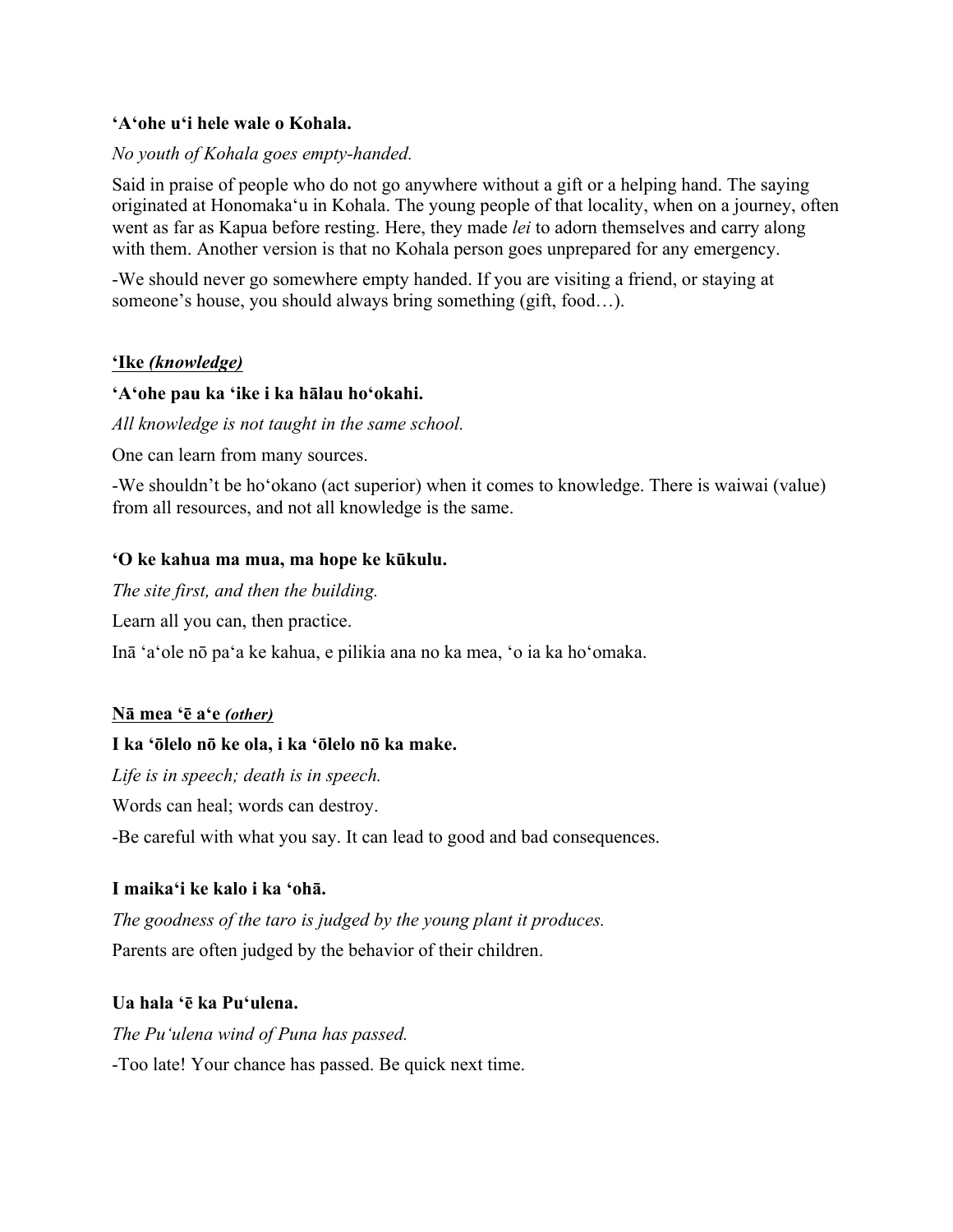**ʻAʻohe uʻi hele wale o Kohala.**

*No youth of Kohala goes empty-handed.*

Said in praise of people who do not go anywhere without a gift or a helping hand. The saying originated at Honomakaʻu in Kohala. The young people of that locality, when on a journey, often went as far as Kapua before resting. Here, they made *lei* to adorn themselves and carry along with them. Another version is that no Kohala person goes unprepared for any emergency.

-We should never go somewhere empty handed. If you are visiting a friend, or staying at someone's house, you should always bring something (gift, food…).

**<u>ʻIke *(knowledge)*</u>**

**ʻAʻohe pau ka ʻike i ka hālau hoʻokahi.**

*All knowledge is not taught in the same school.*

One can learn from many sources.

-We shouldn't be hoʻokano (act superior) when it comes to knowledge. There is waiwai (value) from all resources, and not all knowledge is the same.

**ʻO ke kahua ma mua, ma hope ke kūkulu.**

*The site first, and then the building.*

Learn all you can, then practice.

Inā ʻaʻole nō paʻa ke kahua, e pilikia ana no ka mea, ʻo ia ka hoʻomaka.

**<u>Nā mea ʻē aʻe *(other)*</u>**

**I ka ʻōlelo nō ke ola, i ka ʻōlelo nō ka make.**

*Life is in speech; death is in speech.*

Words can heal; words can destroy.

-Be careful with what you say. It can lead to good and bad consequences.

**I maikaʻi ke kalo i ka ʻohā.**

*The goodness of the taro is judged by the young plant it produces.*

Parents are often judged by the behavior of their children.

**Ua hala ʻē ka Puʻulena.**

*The Puʻulena wind of Puna has passed.*

-Too late! Your chance has passed. Be quick next time.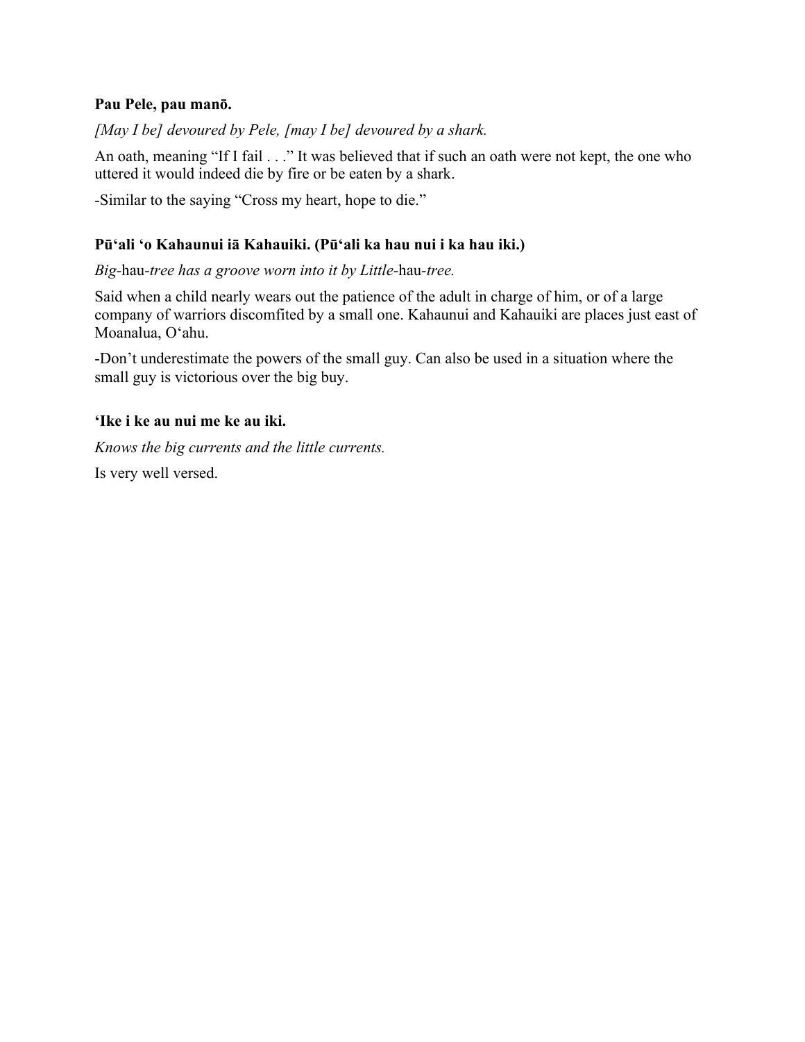**Pau Pele, pau manō.**

*[May I be] devoured by Pele, [may I be] devoured by a shark.*

An oath, meaning "If I fail . . ." It was believed that if such an oath were not kept, the one who uttered it would indeed die by fire or be eaten by a shark.

-Similar to the saying "Cross my heart, hope to die."

**Pūʻali ʻo Kahaunui iā Kahauiki. (Pūʻali ka hau nui i ka hau iki.)**

*Big*-hau-*tree has a groove worn into it by Little*-hau-*tree.*

Said when a child nearly wears out the patience of the adult in charge of him, or of a large company of warriors discomfited by a small one. Kahaunui and Kahauiki are places just east of Moanalua, Oʻahu.

-Don't underestimate the powers of the small guy. Can also be used in a situation where the small guy is victorious over the big buy.

**ʻIke i ke au nui me ke au iki.**

*Knows the big currents and the little currents.*

Is very well versed.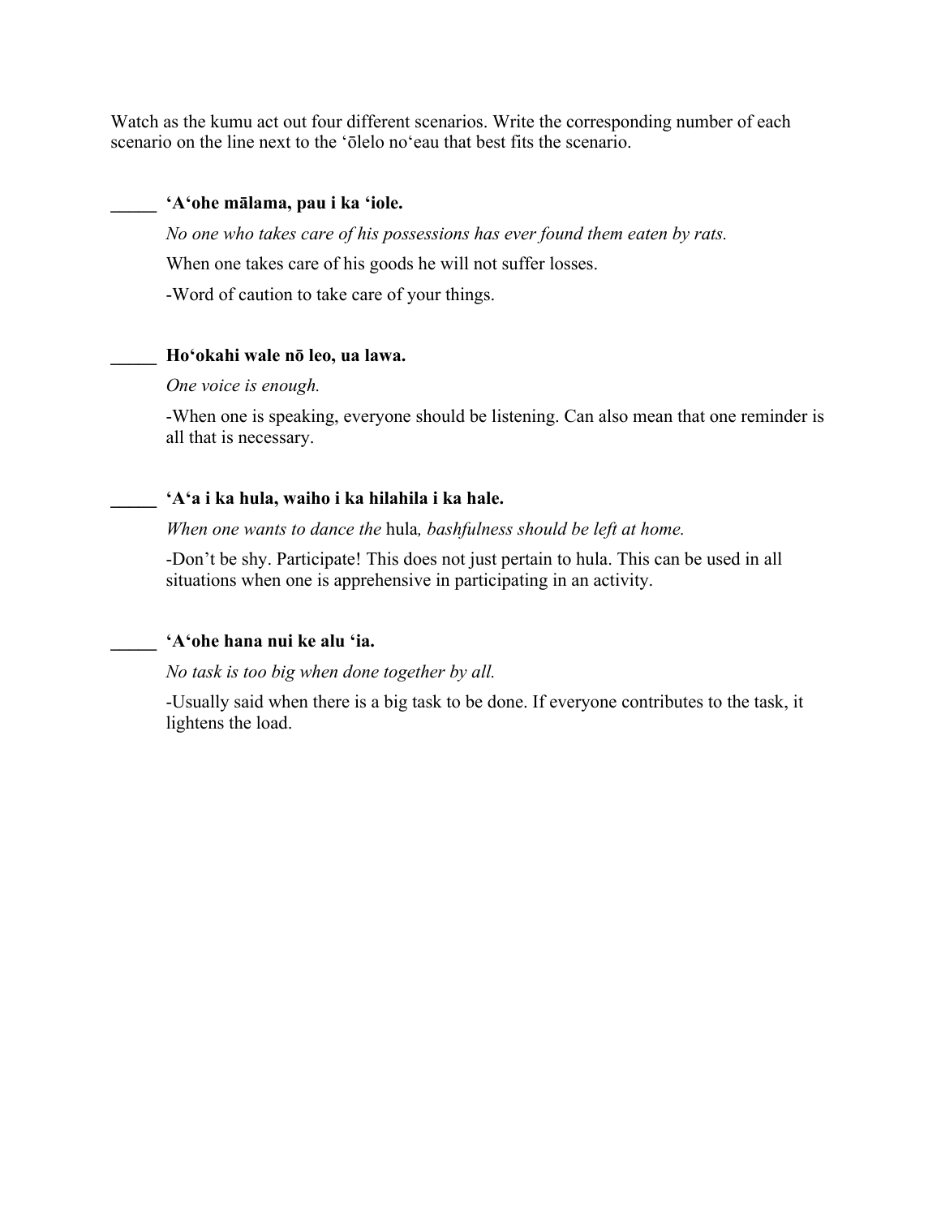Watch as the kumu act out four different scenarios. Write the corresponding number of each scenario on the line next to the ʻōlelo noʻeau that best fits the scenario.

_____ **ʻAʻohe mālama, pau i ka ʻiole.**

*No one who takes care of his possessions has ever found them eaten by rats.*

When one takes care of his goods he will not suffer losses.

-Word of caution to take care of your things.

_____ **Hoʻokahi wale nō leo, ua lawa.**

*One voice is enough.*

-When one is speaking, everyone should be listening. Can also mean that one reminder is all that is necessary.

_____ **ʻAʻa i ka hula, waiho i ka hilahila i ka hale.**

*When one wants to dance the* hula*, bashfulness should be left at home.*

-Don't be shy. Participate! This does not just pertain to hula. This can be used in all situations when one is apprehensive in participating in an activity.

_____ **ʻAʻohe hana nui ke alu ʻia.**

*No task is too big when done together by all.*

-Usually said when there is a big task to be done. If everyone contributes to the task, it lightens the load.